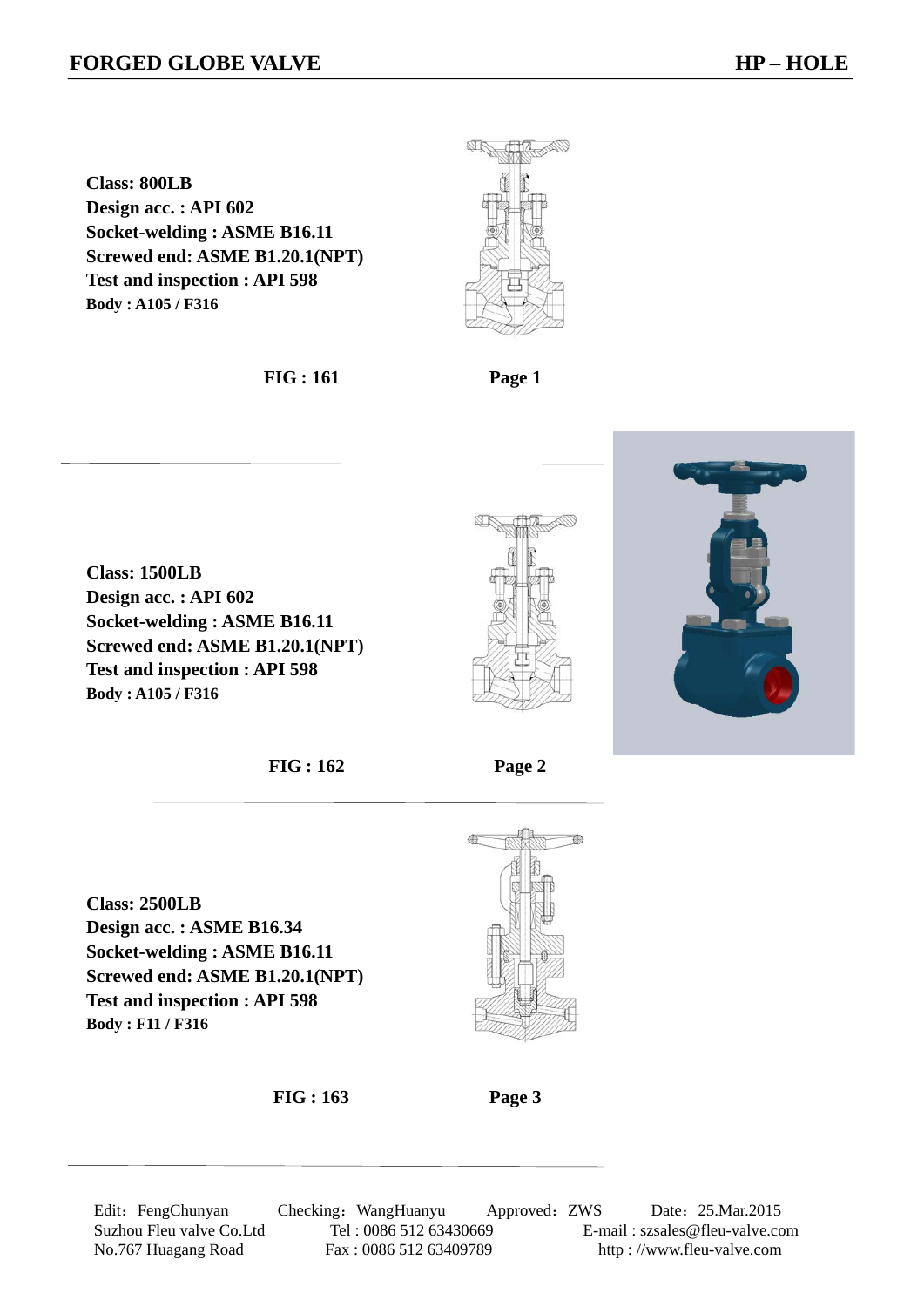# FORGED GLOBE VALVE

## HP – HOLE

**Class: 800LB**
**Design acc. : API 602**
**Socket-welding : ASME B16.11**
**Screwed end: ASME B1.20.1(NPT)**
**Test and inspection : API 598**
**Body : A105 / F316**

**FIG : 161** **Page 1**

---

**Class: 1500LB**
**Design acc. : API 602**
**Socket-welding : ASME B16.11**
**Screwed end: ASME B1.20.1(NPT)**
**Test and inspection : API 598**
**Body : A105 / F316**

**FIG : 162** **Page 2**

---

**Class: 2500LB**
**Design acc. : ASME B16.34**
**Socket-welding : ASME B16.11**
**Screwed end: ASME B1.20.1(NPT)**
**Test and inspection : API 598**
**Body : F11 / F316**

**FIG : 163** **Page 3**

---

Edit：FengChunyan Checking：WangHuanyu Approved：ZWS Date：25.Mar.2015

Suzhou Fleu valve Co.Ltd Tel : 0086 512 63430669 E-mail : szsales@fleu-valve.com

No.767 Huagang Road Fax : 0086 512 63409789 http : //www.fleu-valve.com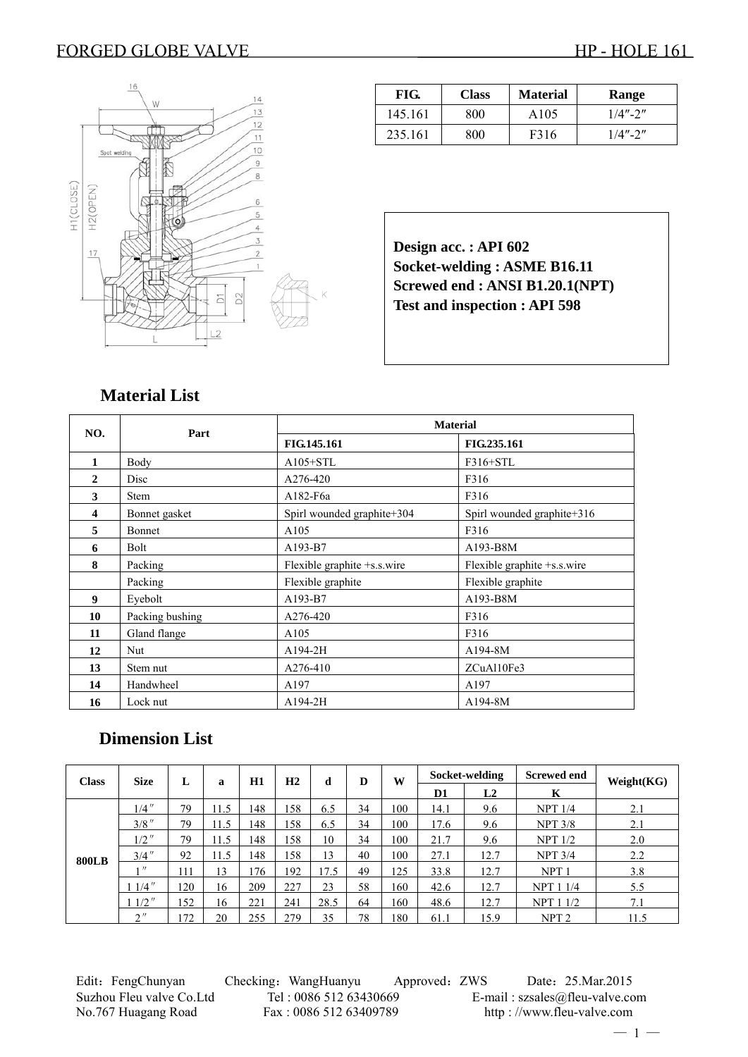FORGED GLOBE VALVE HP - HOLE 161

| FIG. | Class | Material | Range |
|---|---|---|---|
| 145.161 | 800 | A105 | 1/4″-2″ |
| 235.161 | 800 | F316 | 1/4″-2″ |

**Design acc. : API 602**
**Socket-welding : ASME B16.11**
**Screwed end : ANSI B1.20.1(NPT)**
**Test and inspection : API 598**

## Material List

| NO. | Part | Material | |
|---|---|---|---|
| | | FIG.145.161 | FIG.235.161 |
| 1 | Body | A105+STL | F316+STL |
| 2 | Disc | A276-420 | F316 |
| 3 | Stem | A182-F6a | F316 |
| 4 | Bonnet gasket | Spirl wounded graphite+304 | Spirl wounded graphite+316 |
| 5 | Bonnet | A105 | F316 |
| 6 | Bolt | A193-B7 | A193-B8M |
| 8 | Packing | Flexible graphite +s.s.wire | Flexible graphite +s.s.wire |
| | Packing | Flexible graphite | Flexible graphite |
| 9 | Eyebolt | A193-B7 | A193-B8M |
| 10 | Packing bushing | A276-420 | F316 |
| 11 | Gland flange | A105 | F316 |
| 12 | Nut | A194-2H | A194-8M |
| 13 | Stem nut | A276-410 | ZCuAl10Fe3 |
| 14 | Handwheel | A197 | A197 |
| 16 | Lock nut | A194-2H | A194-8M |

## Dimension List

| Class | Size | L | a | H1 | H2 | d | D | W | Socket-welding | | Screwed end | Weight(KG) |
|---|---|---|---|---|---|---|---|---|---|---|---|---|
| | | | | | | | | | D1 | L2 | K | |
| 800LB | 1/4″ | 79 | 11.5 | 148 | 158 | 6.5 | 34 | 100 | 14.1 | 9.6 | NPT 1/4 | 2.1 |
| | 3/8″ | 79 | 11.5 | 148 | 158 | 6.5 | 34 | 100 | 17.6 | 9.6 | NPT 3/8 | 2.1 |
| | 1/2″ | 79 | 11.5 | 148 | 158 | 10 | 34 | 100 | 21.7 | 9.6 | NPT 1/2 | 2.0 |
| | 3/4″ | 92 | 11.5 | 148 | 158 | 13 | 40 | 100 | 27.1 | 12.7 | NPT 3/4 | 2.2 |
| | 1″ | 111 | 13 | 176 | 192 | 17.5 | 49 | 125 | 33.8 | 12.7 | NPT 1 | 3.8 |
| | 1 1/4″ | 120 | 16 | 209 | 227 | 23 | 58 | 160 | 42.6 | 12.7 | NPT 1 1/4 | 5.5 |
| | 1 1/2″ | 152 | 16 | 221 | 241 | 28.5 | 64 | 160 | 48.6 | 12.7 | NPT 1 1/2 | 7.1 |
| | 2″ | 172 | 20 | 255 | 279 | 35 | 78 | 180 | 61.1 | 15.9 | NPT 2 | 11.5 |

Edit：FengChunyan Checking：WangHuanyu Approved：ZWS Date：25.Mar.2015
Suzhou Fleu valve Co.Ltd Tel : 0086 512 63430669 E-mail : szsales@fleu-valve.com
No.767 Huagang Road Fax : 0086 512 63409789 http : //www.fleu-valve.com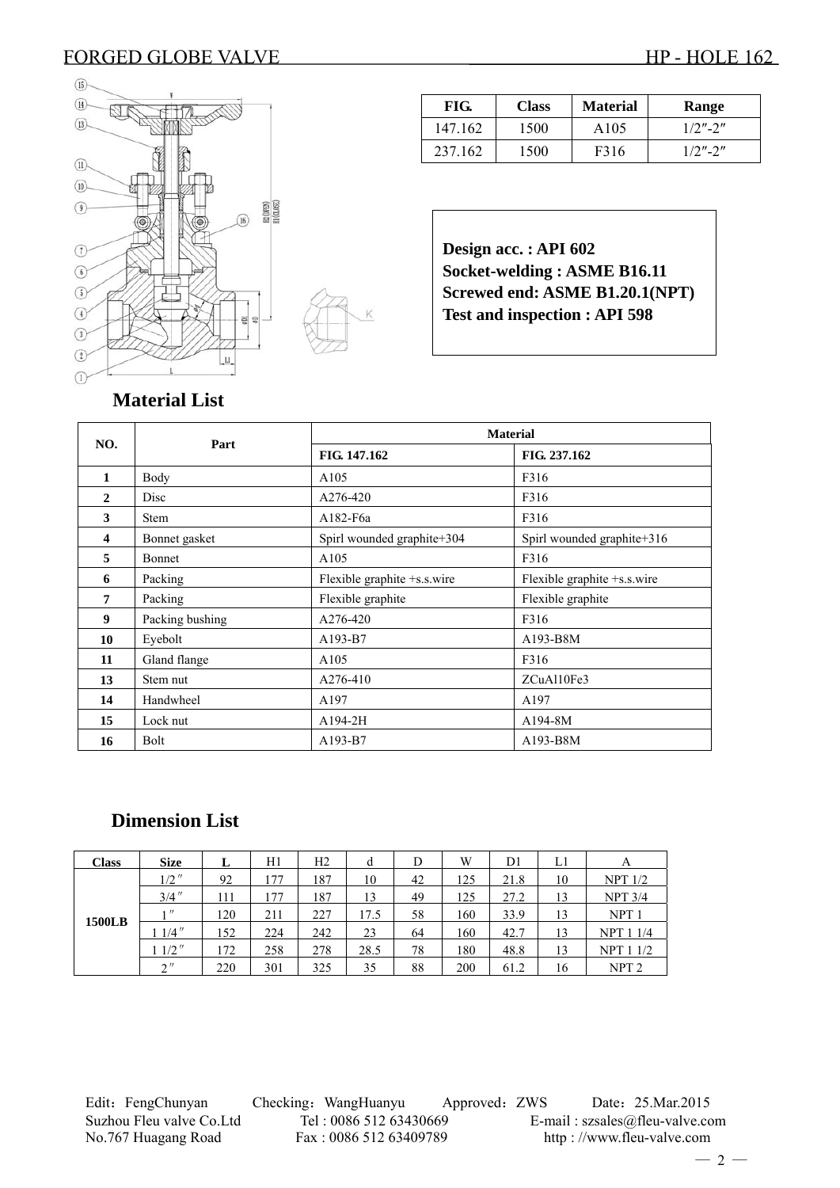# FORGED GLOBE VALVE — HP - HOLE 162

| FIG. | Class | Material | Range |
|---|---|---|---|
| 147.162 | 1500 | A105 | 1/2″-2″ |
| 237.162 | 1500 | F316 | 1/2″-2″ |

**Design acc. : API 602**
**Socket-welding : ASME B16.11**
**Screwed end: ASME B1.20.1(NPT)**
**Test and inspection : API 598**

## Material List

| NO. | Part | Material | |
|---|---|---|---|
| | | FIG. 147.162 | FIG. 237.162 |
| 1 | Body | A105 | F316 |
| 2 | Disc | A276-420 | F316 |
| 3 | Stem | A182-F6a | F316 |
| 4 | Bonnet gasket | Spirl wounded graphite+304 | Spirl wounded graphite+316 |
| 5 | Bonnet | A105 | F316 |
| 6 | Packing | Flexible graphite +s.s.wire | Flexible graphite +s.s.wire |
| 7 | Packing | Flexible graphite | Flexible graphite |
| 9 | Packing bushing | A276-420 | F316 |
| 10 | Eyebolt | A193-B7 | A193-B8M |
| 11 | Gland flange | A105 | F316 |
| 13 | Stem nut | A276-410 | ZCuAl10Fe3 |
| 14 | Handwheel | A197 | A197 |
| 15 | Lock nut | A194-2H | A194-8M |
| 16 | Bolt | A193-B7 | A193-B8M |

## Dimension List

| Class | Size | L | H1 | H2 | d | D | W | D1 | L1 | A |
|---|---|---|---|---|---|---|---|---|---|---|
| 1500LB | 1/2″ | 92 | 177 | 187 | 10 | 42 | 125 | 21.8 | 10 | NPT 1/2 |
| | 3/4″ | 111 | 177 | 187 | 13 | 49 | 125 | 27.2 | 13 | NPT 3/4 |
| | 1″ | 120 | 211 | 227 | 17.5 | 58 | 160 | 33.9 | 13 | NPT 1 |
| | 1 1/4″ | 152 | 224 | 242 | 23 | 64 | 160 | 42.7 | 13 | NPT 1 1/4 |
| | 1 1/2″ | 172 | 258 | 278 | 28.5 | 78 | 180 | 48.8 | 13 | NPT 1 1/2 |
| | 2″ | 220 | 301 | 325 | 35 | 88 | 200 | 61.2 | 16 | NPT 2 |

Edit：FengChunyan Checking：WangHuanyu Approved：ZWS Date：25.Mar.2015
Suzhou Fleu valve Co.Ltd Tel : 0086 512 63430669 E-mail : szsales@fleu-valve.com
No.767 Huagang Road Fax : 0086 512 63409789 http : //www.fleu-valve.com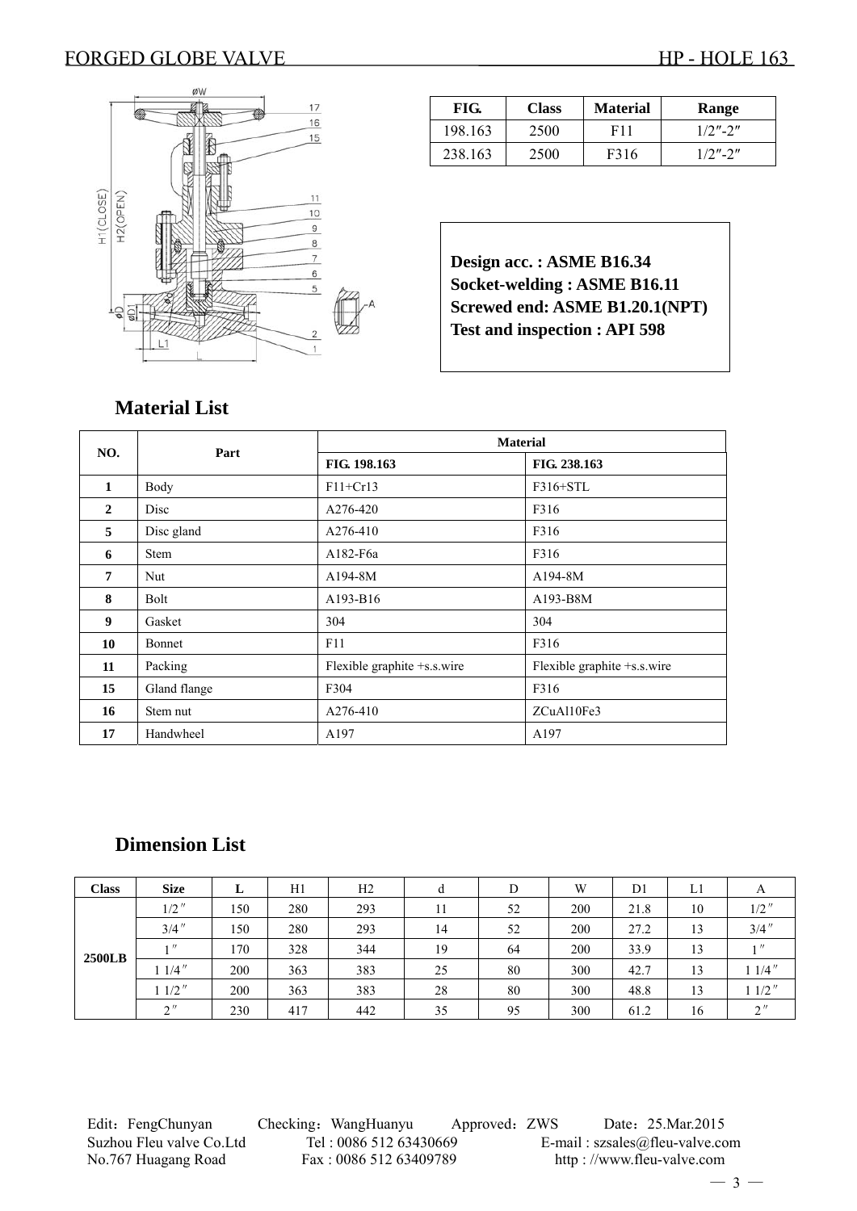# FORGED GLOBE VALVE HP - HOLE 163

| FIG. | Class | Material | Range |
|---|---|---|---|
| 198.163 | 2500 | F11 | 1/2″-2″ |
| 238.163 | 2500 | F316 | 1/2″-2″ |

**Design acc. : ASME B16.34**
**Socket-welding : ASME B16.11**
**Screwed end: ASME B1.20.1(NPT)**
**Test and inspection : API 598**

## Material List

| NO. | Part | Material | |
|---|---|---|---|
| | | FIG. 198.163 | FIG. 238.163 |
| 1 | Body | F11+Cr13 | F316+STL |
| 2 | Disc | A276-420 | F316 |
| 5 | Disc gland | A276-410 | F316 |
| 6 | Stem | A182-F6a | F316 |
| 7 | Nut | A194-8M | A194-8M |
| 8 | Bolt | A193-B16 | A193-B8M |
| 9 | Gasket | 304 | 304 |
| 10 | Bonnet | F11 | F316 |
| 11 | Packing | Flexible graphite +s.s.wire | Flexible graphite +s.s.wire |
| 15 | Gland flange | F304 | F316 |
| 16 | Stem nut | A276-410 | ZCuAl10Fe3 |
| 17 | Handwheel | A197 | A197 |

## Dimension List

| Class | Size | L | H1 | H2 | d | D | W | D1 | L1 | A |
|---|---|---|---|---|---|---|---|---|---|---|
| 2500LB | 1/2″ | 150 | 280 | 293 | 11 | 52 | 200 | 21.8 | 10 | 1/2″ |
| | 3/4″ | 150 | 280 | 293 | 14 | 52 | 200 | 27.2 | 13 | 3/4″ |
| | 1″ | 170 | 328 | 344 | 19 | 64 | 200 | 33.9 | 13 | 1″ |
| | 1 1/4″ | 200 | 363 | 383 | 25 | 80 | 300 | 42.7 | 13 | 1 1/4″ |
| | 1 1/2″ | 200 | 363 | 383 | 28 | 80 | 300 | 48.8 | 13 | 1 1/2″ |
| | 2″ | 230 | 417 | 442 | 35 | 95 | 300 | 61.2 | 16 | 2″ |

Edit：FengChunyan Checking：WangHuanyu Approved：ZWS Date：25.Mar.2015
Suzhou Fleu valve Co.Ltd Tel : 0086 512 63430669 E-mail : szsales@fleu-valve.com
No.767 Huagang Road Fax : 0086 512 63409789 http : //www.fleu-valve.com